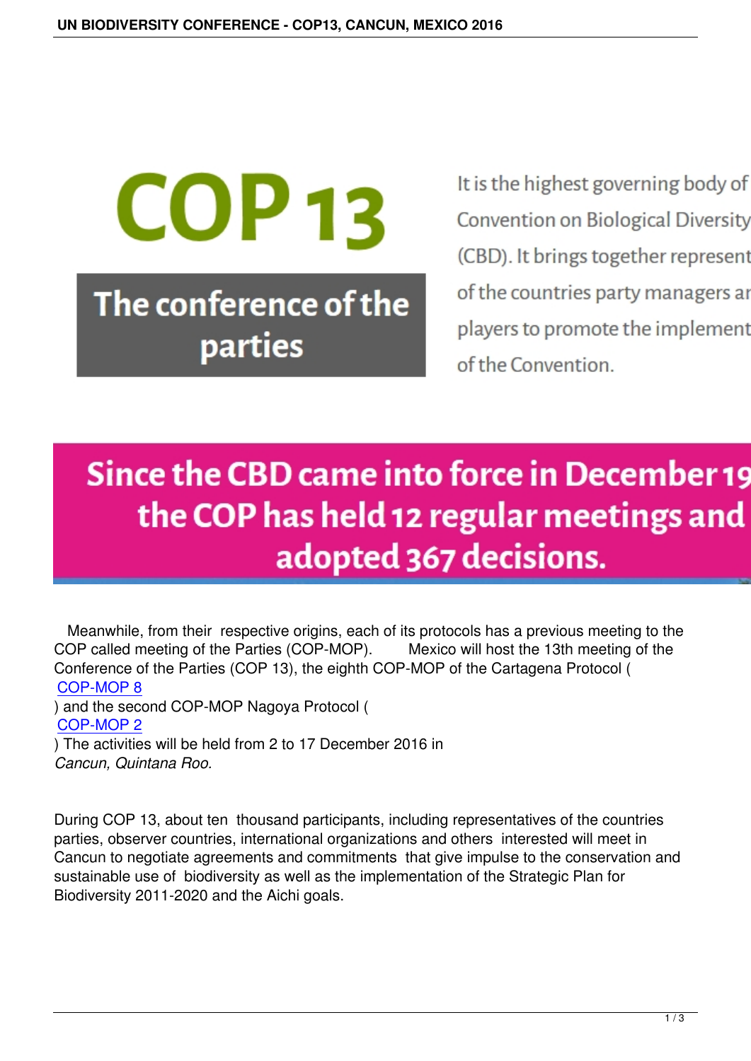# COP 13

## The conference of the parties

It is the highest governing body of Convention on Biological Diversity (CBD). It brings together represent of the countries party managers ar players to promote the implement of the Convention.

**Since the CBD came into force in December 19 the COP has held 12 regular meetings and adopted 367 decisions.**

Meanwhile, from their respective origins, each of its protocols has a previous meeting to the COP called meeting of the Parties (COP-MOP). Mexico will host the 13th meeting of the Conference of the Parties (COP 13), the eighth COP-MOP of the Cartagena Protocol ( COP-MOP 8 ) and the second COP-MOP Nagoya Protocol ( COP-MOP 2 ) The activities will be held from 2 to 17 December 2016 in *Cancun, Quintana Roo.*

During COP 13, about ten thousand participants, including representatives of the countries parties, observer countries, international organizations and others interested will meet in Cancun to negotiate agreements and commitments that give impulse to the conservation and sustainable use of biodiversity as well as the implementation of the Strategic Plan for Biodiversity 2011-2020 and the Aichi goals.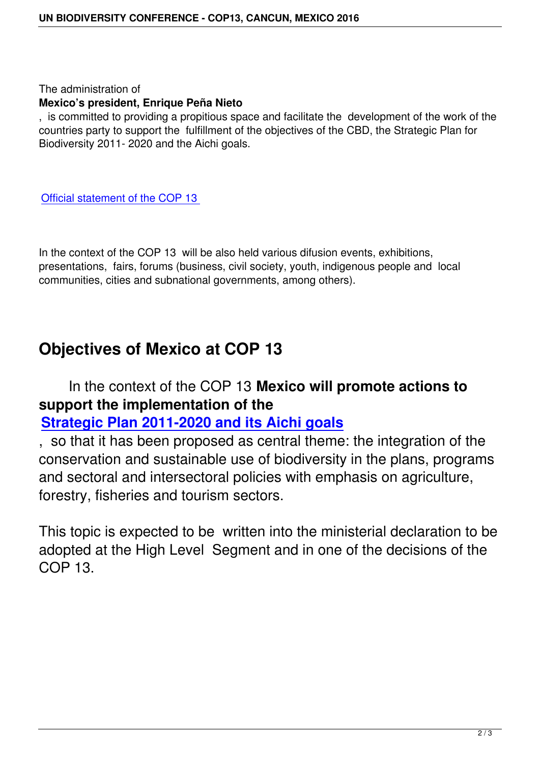The administration of **Mexico's president, Enrique Peña Nieto**, is committed to providing a propitious space and facilitate the development of the work of the countries party to support the fulfillment of the objectives of the CBD, the Strategic Plan for Biodiversity 2011- 2020 and the Aichi goals.

Official statement of the COP 13

In the context of the COP 13 will be also held various difusion events, exhibitions, presentations, fairs, forums (business, civil society, youth, indigenous people and local communities, cities and subnational governments, among others).

## Objectives of Mexico at COP 13

In the context of the COP 13 **Mexico will promote actions to support the implementation of the Strategic Plan 2011-2020 and its Aichi goals**, so that it has been proposed as central theme: the integration of the conservation and sustainable use of biodiversity in the plans, programs and sectoral and intersectoral policies with emphasis on agriculture, forestry, fisheries and tourism sectors.

This topic is expected to be written into the ministerial declaration to be adopted at the High Level Segment and in one of the decisions of the COP 13.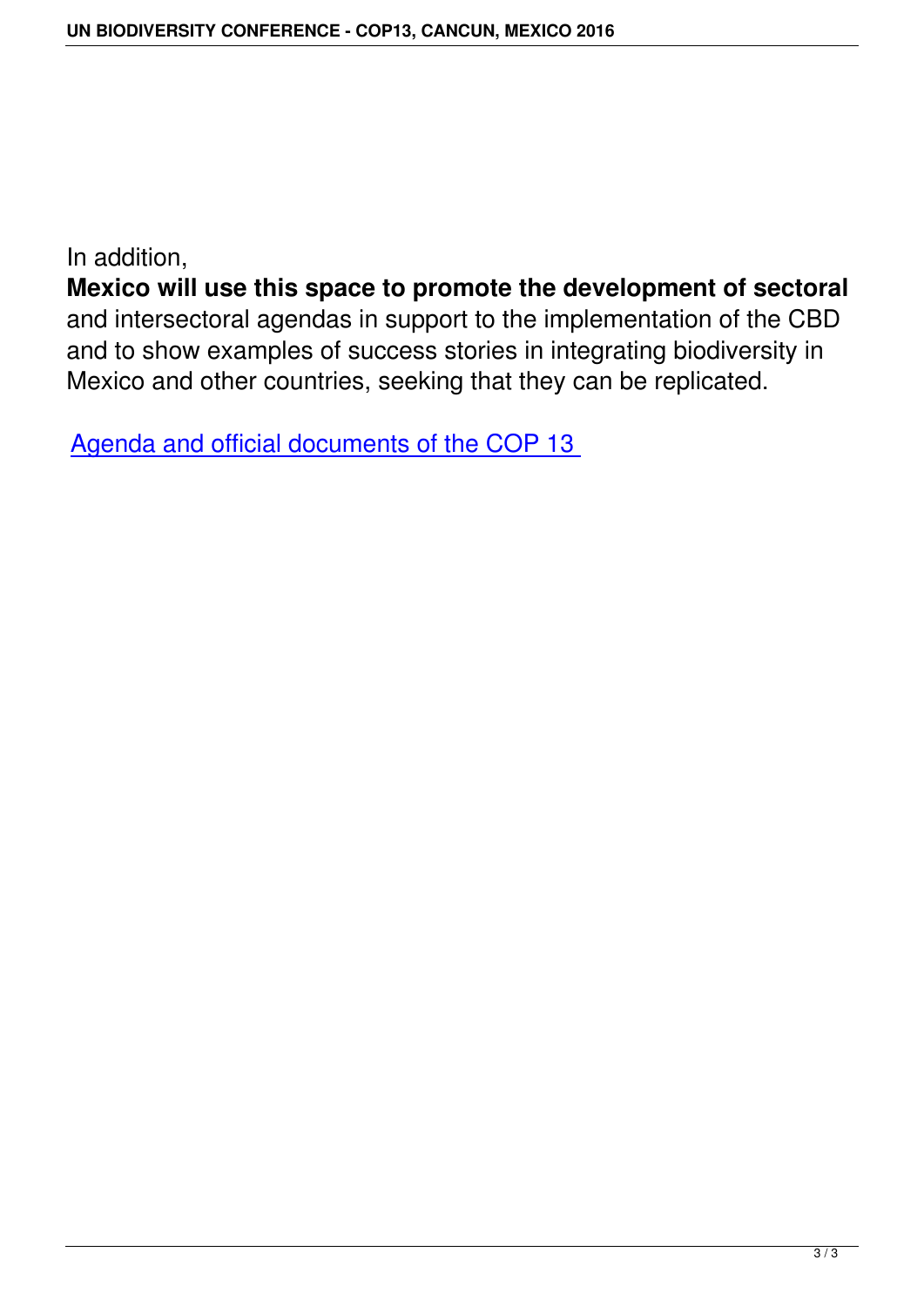In addition,
**Mexico will use this space to promote the development of sectoral** and intersectoral agendas in support to the implementation of the CBD and to show examples of success stories in integrating biodiversity in Mexico and other countries, seeking that they can be replicated.

Agenda and official documents of the COP 13